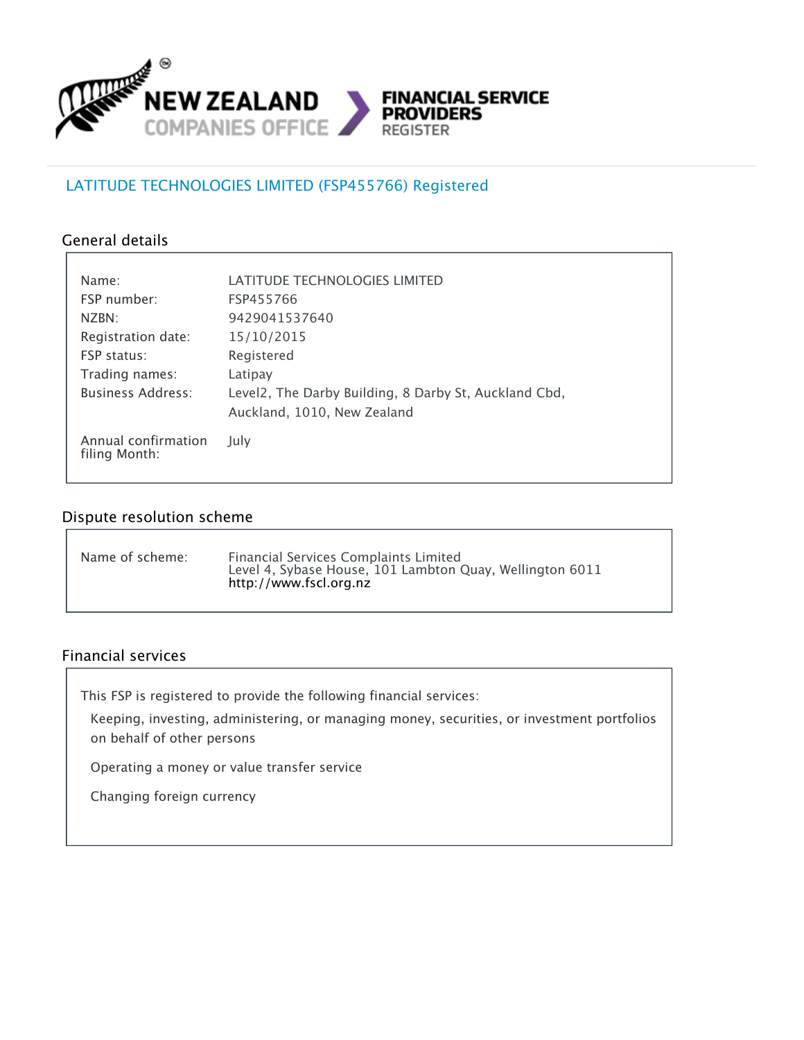NEW ZEALAND COMPANIES OFFICE — FINANCIAL SERVICE PROVIDERS REGISTER

# LATITUDE TECHNOLOGIES LIMITED (FSP455766) Registered

## General details

| | |
|---|---|
| Name: | LATITUDE TECHNOLOGIES LIMITED |
| FSP number: | FSP455766 |
| NZBN: | 9429041537640 |
| Registration date: | 15/10/2015 |
| FSP status: | Registered |
| Trading names: | Latipay |
| Business Address: | Level2, The Darby Building, 8 Darby St, Auckland Cbd, Auckland, 1010, New Zealand |
| Annual confirmation filing Month: | July |

## Dispute resolution scheme

| | |
|---|---|
| Name of scheme: | Financial Services Complaints Limited<br>Level 4, Sybase House, 101 Lambton Quay, Wellington 6011<br>http://www.fscl.org.nz |

## Financial services

This FSP is registered to provide the following financial services:

- Keeping, investing, administering, or managing money, securities, or investment portfolios on behalf of other persons
- Operating a money or value transfer service
- Changing foreign currency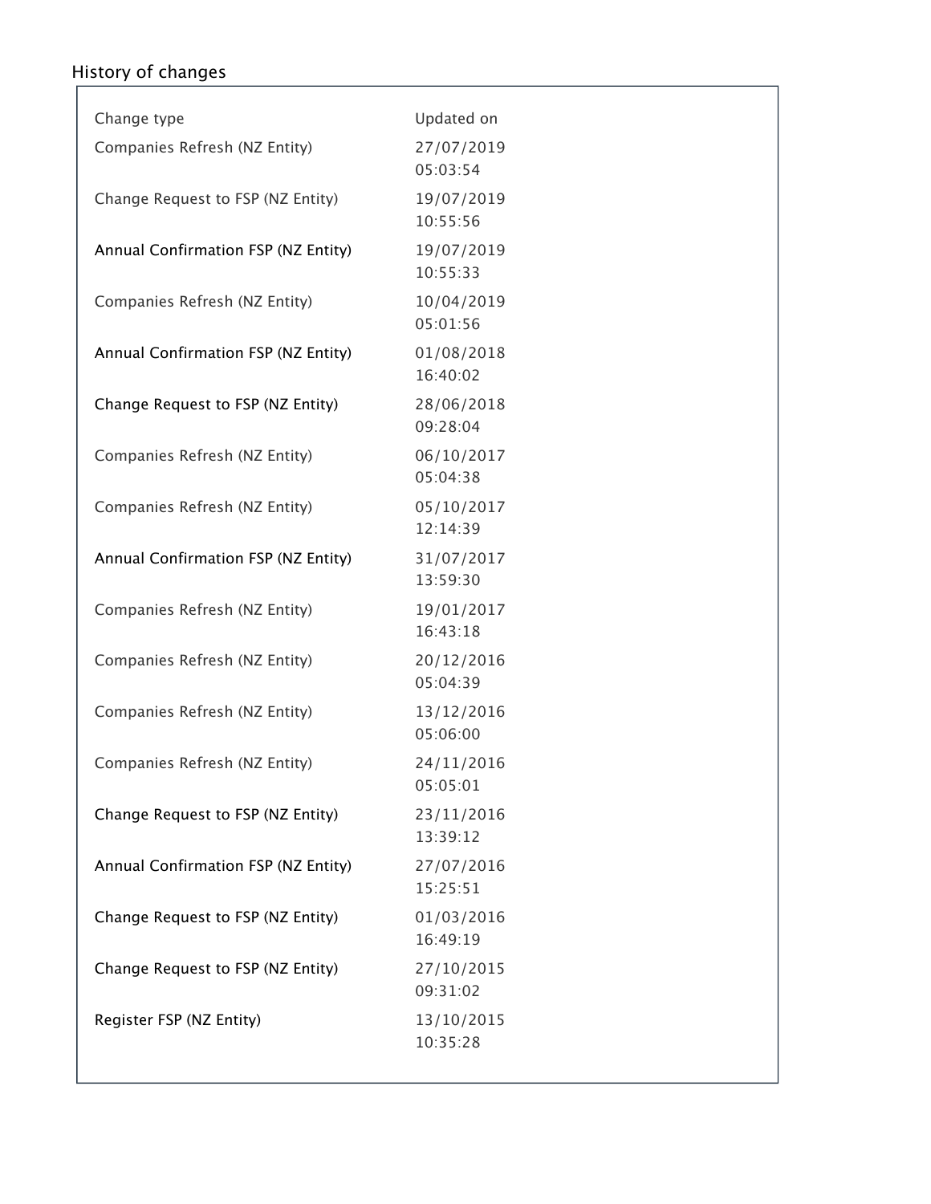## History of changes

| Change type | Updated on |
| --- | --- |
| Companies Refresh (NZ Entity) | 27/07/2019 05:03:54 |
| Change Request to FSP (NZ Entity) | 19/07/2019 10:55:56 |
| Annual Confirmation FSP (NZ Entity) | 19/07/2019 10:55:33 |
| Companies Refresh (NZ Entity) | 10/04/2019 05:01:56 |
| Annual Confirmation FSP (NZ Entity) | 01/08/2018 16:40:02 |
| Change Request to FSP (NZ Entity) | 28/06/2018 09:28:04 |
| Companies Refresh (NZ Entity) | 06/10/2017 05:04:38 |
| Companies Refresh (NZ Entity) | 05/10/2017 12:14:39 |
| Annual Confirmation FSP (NZ Entity) | 31/07/2017 13:59:30 |
| Companies Refresh (NZ Entity) | 19/01/2017 16:43:18 |
| Companies Refresh (NZ Entity) | 20/12/2016 05:04:39 |
| Companies Refresh (NZ Entity) | 13/12/2016 05:06:00 |
| Companies Refresh (NZ Entity) | 24/11/2016 05:05:01 |
| Change Request to FSP (NZ Entity) | 23/11/2016 13:39:12 |
| Annual Confirmation FSP (NZ Entity) | 27/07/2016 15:25:51 |
| Change Request to FSP (NZ Entity) | 01/03/2016 16:49:19 |
| Change Request to FSP (NZ Entity) | 27/10/2015 09:31:02 |
| Register FSP (NZ Entity) | 13/10/2015 10:35:28 |